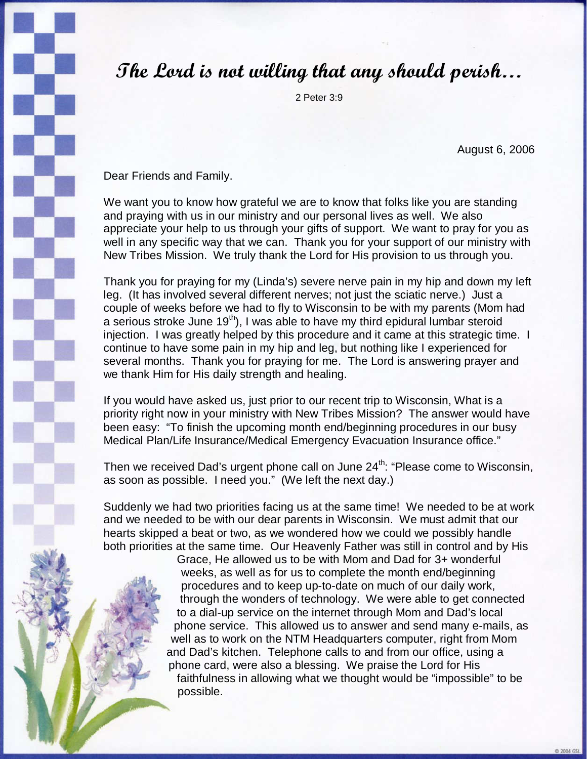# The Lord is not willing that any should perish…

2 Peter 3:9

August 6, 2006

Dear Friends and Family.

We want you to know how grateful we are to know that folks like you are standing and praying with us in our ministry and our personal lives as well. We also appreciate your help to us through your gifts of support. We want to pray for you as well in any specific way that we can. Thank you for your support of our ministry with New Tribes Mission. We truly thank the Lord for His provision to us through you.

Thank you for praying for my (Linda's) severe nerve pain in my hip and down my left leg. (It has involved several different nerves; not just the sciatic nerve.) Just a couple of weeks before we had to fly to Wisconsin to be with my parents (Mom had a serious stroke June 19th), I was able to have my third epidural lumbar steroid injection. I was greatly helped by this procedure and it came at this strategic time. I continue to have some pain in my hip and leg, but nothing like I experienced for several months. Thank you for praying for me. The Lord is answering prayer and we thank Him for His daily strength and healing.

If you would have asked us, just prior to our recent trip to Wisconsin, What is a priority right now in your ministry with New Tribes Mission? The answer would have been easy: "To finish the upcoming month end/beginning procedures in our busy Medical Plan/Life Insurance/Medical Emergency Evacuation Insurance office."

Then we received Dad's urgent phone call on June 24th: "Please come to Wisconsin, as soon as possible. I need you." (We left the next day.)

Suddenly we had two priorities facing us at the same time! We needed to be at work and we needed to be with our dear parents in Wisconsin. We must admit that our hearts skipped a beat or two, as we wondered how we could we possibly handle both priorities at the same time. Our Heavenly Father was still in control and by His Grace, He allowed us to be with Mom and Dad for 3+ wonderful weeks, as well as for us to complete the month end/beginning procedures and to keep up-to-date on much of our daily work, through the wonders of technology. We were able to get connected to a dial-up service on the internet through Mom and Dad's local phone service. This allowed us to answer and send many e-mails, as well as to work on the NTM Headquarters computer, right from Mom and Dad's kitchen. Telephone calls to and from our office, using a phone card, were also a blessing. We praise the Lord for His faithfulness in allowing what we thought would be "impossible" to be possible.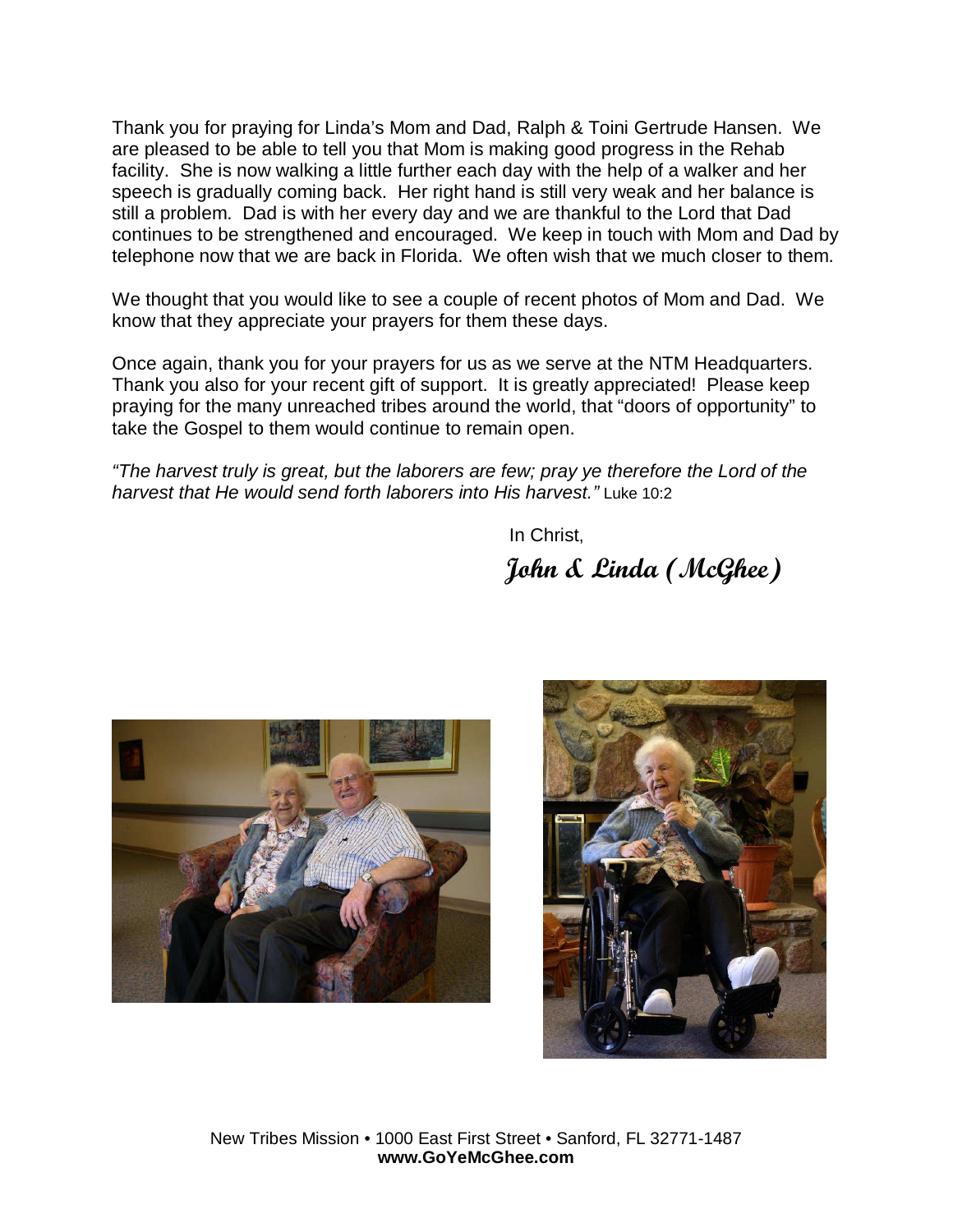Thank you for praying for Linda's Mom and Dad, Ralph & Toini Gertrude Hansen. We are pleased to be able to tell you that Mom is making good progress in the Rehab facility. She is now walking a little further each day with the help of a walker and her speech is gradually coming back. Her right hand is still very weak and her balance is still a problem. Dad is with her every day and we are thankful to the Lord that Dad continues to be strengthened and encouraged. We keep in touch with Mom and Dad by telephone now that we are back in Florida. We often wish that we much closer to them.

We thought that you would like to see a couple of recent photos of Mom and Dad. We know that they appreciate your prayers for them these days.

Once again, thank you for your prayers for us as we serve at the NTM Headquarters. Thank you also for your recent gift of support. It is greatly appreciated! Please keep praying for the many unreached tribes around the world, that "doors of opportunity" to take the Gospel to them would continue to remain open.

*"The harvest truly is great, but the laborers are few; pray ye therefore the Lord of the harvest that He would send forth laborers into His harvest."* Luke 10:2

In Christ,

**John & Linda (McGhee)**

New Tribes Mission • 1000 East First Street • Sanford, FL 32771-1487
**www.GoYeMcGhee.com**